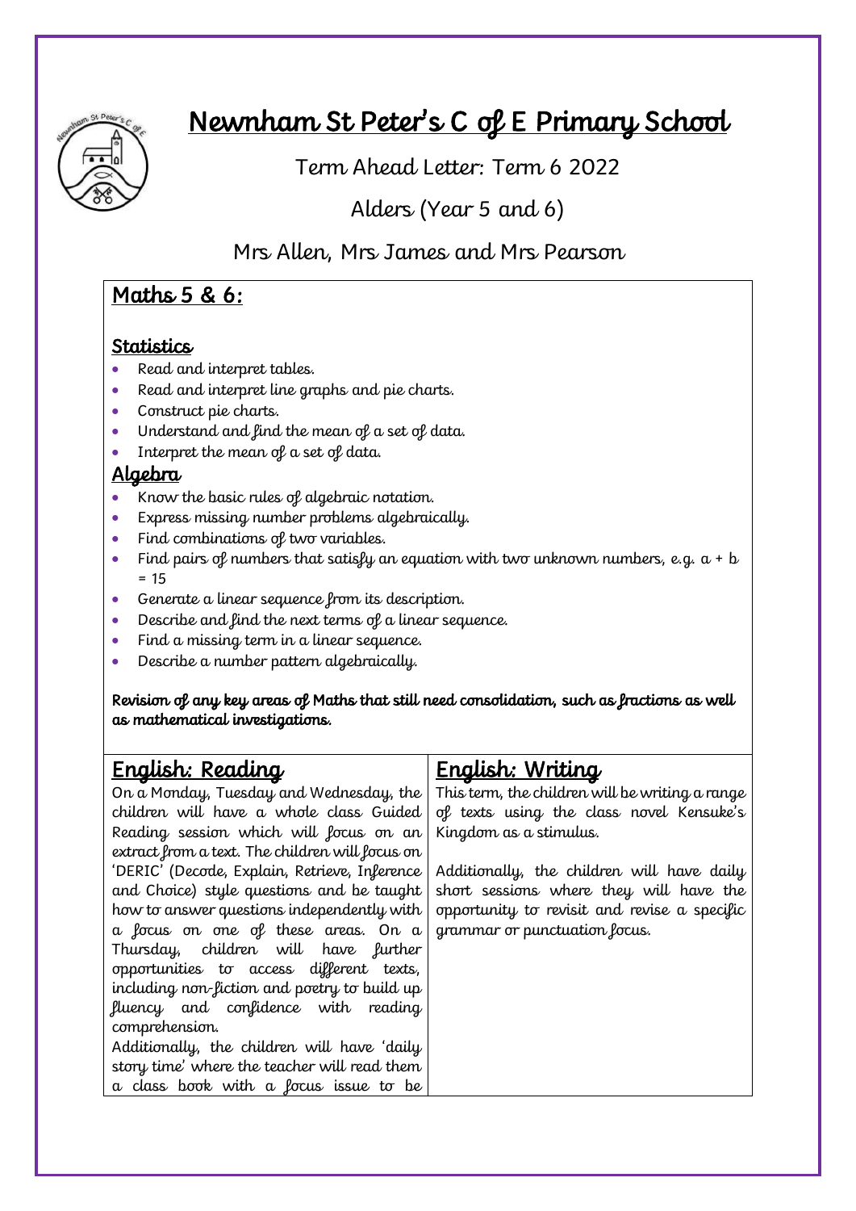# Newnham St Peter's C of E Primary School

Term Ahead Letter: Term 6 2022

Alders (Year 5 and 6)

Mrs Allen, Mrs James and Mrs Pearson

## Maths 5 & 6:

### Statistics

- Read and interpret tables.
- Read and interpret line graphs and pie charts.
- Construct pie charts.
- Understand and find the mean of a set of data.
- Interpret the mean of a set of data.

### Algebra

- Know the basic rules of algebraic notation.
- Express missing number problems algebraically.
- Find combinations of two variables.
- Find pairs of numbers that satisfy an equation with two unknown numbers, e.g. $a + b = 15$
- Generate a linear sequence from its description.
- Describe and find the next terms of a linear sequence.
- Find a missing term in a linear sequence.
- Describe a number pattern algebraically.

**Revision of any key areas of Maths that still need consolidation, such as fractions as well as mathematical investigations.**

## English: Reading

On a Monday, Tuesday and Wednesday, the children will have a whole class Guided Reading session which will focus on an extract from a text. The children will focus on 'DERIC' (Decode, Explain, Retrieve, Inference and Choice) style questions and be taught how to answer questions independently with a focus on one of these areas. On a Thursday, children will have further opportunities to access different texts, including non-fiction and poetry to build up fluency and confidence with reading comprehension.

Additionally, the children will have 'daily story time' where the teacher will read them a class book with a focus issue to be

## English: Writing

This term, the children will be writing a range of texts using the class novel Kensuke's Kingdom as a stimulus.

Additionally, the children will have daily short sessions where they will have the opportunity to revisit and revise a specific grammar or punctuation focus.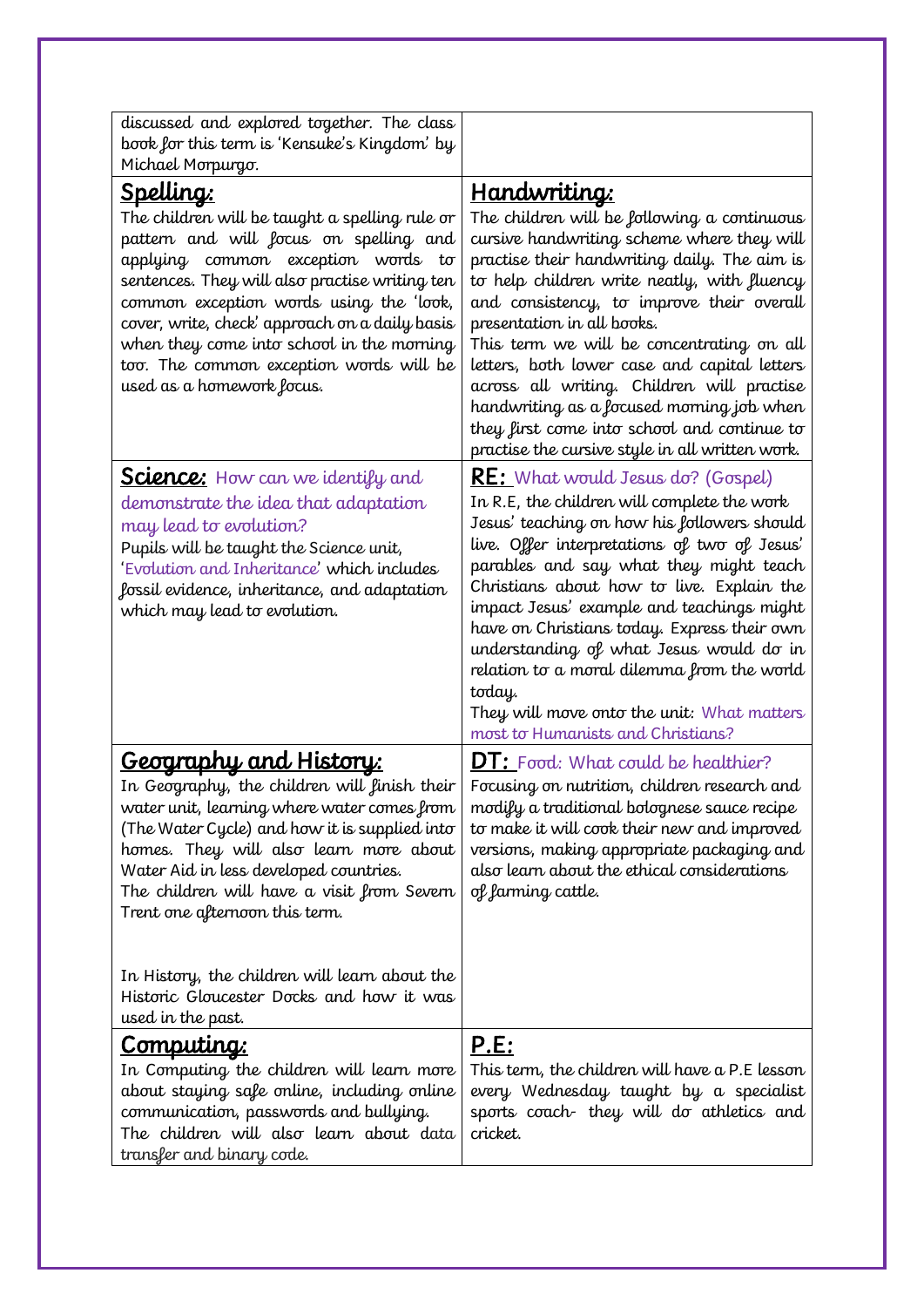discussed and explored together. The class book for this term is 'Kensuke's Kingdom' by Michael Morpurgo.

## Spelling:

The children will be taught a spelling rule or pattern and will focus on spelling and applying common exception words to sentences. They will also practise writing ten common exception words using the 'look, cover, write, check' approach on a daily basis when they come into school in the morning too. The common exception words will be used as a homework focus.

## Handwriting:

The children will be following a continuous cursive handwriting scheme where they will practise their handwriting daily. The aim is to help children write neatly, with fluency and consistency, to improve their overall presentation in all books.

This term we will be concentrating on all letters, both lower case and capital letters across all writing. Children will practise handwriting as a focused morning job when they first come into school and continue to practise the cursive style in all written work.

## Science: How can we identify and demonstrate the idea that adaptation may lead to evolution?

Pupils will be taught the Science unit, 'Evolution and Inheritance' which includes fossil evidence, inheritance, and adaptation which may lead to evolution.

## RE: What would Jesus do? (Gospel)

In R.E, the children will complete the work Jesus' teaching on how his followers should live. Offer interpretations of two of Jesus' parables and say what they might teach Christians about how to live. Explain the impact Jesus' example and teachings might have on Christians today. Express their own understanding of what Jesus would do in relation to a moral dilemma from the world today.

They will move onto the unit: What matters most to Humanists and Christians?

## Geography and History:

In Geography, the children will finish their water unit, learning where water comes from (The Water Cycle) and how it is supplied into homes. They will also learn more about Water Aid in less developed countries.

The children will have a visit from Severn Trent one afternoon this term.

In History, the children will learn about the Historic Gloucester Docks and how it was used in the past.

## DT: Food: What could be healthier?

Focusing on nutrition, children research and modify a traditional bolognese sauce recipe to make it will cook their new and improved versions, making appropriate packaging and also learn about the ethical considerations of farming cattle.

## Computing:

In Computing the children will learn more about staying safe online, including online communication, passwords and bullying.

The children will also learn about data transfer and binary code.

## P.E:

This term, the children will have a P.E lesson every Wednesday taught by a specialist sports coach- they will do athletics and cricket.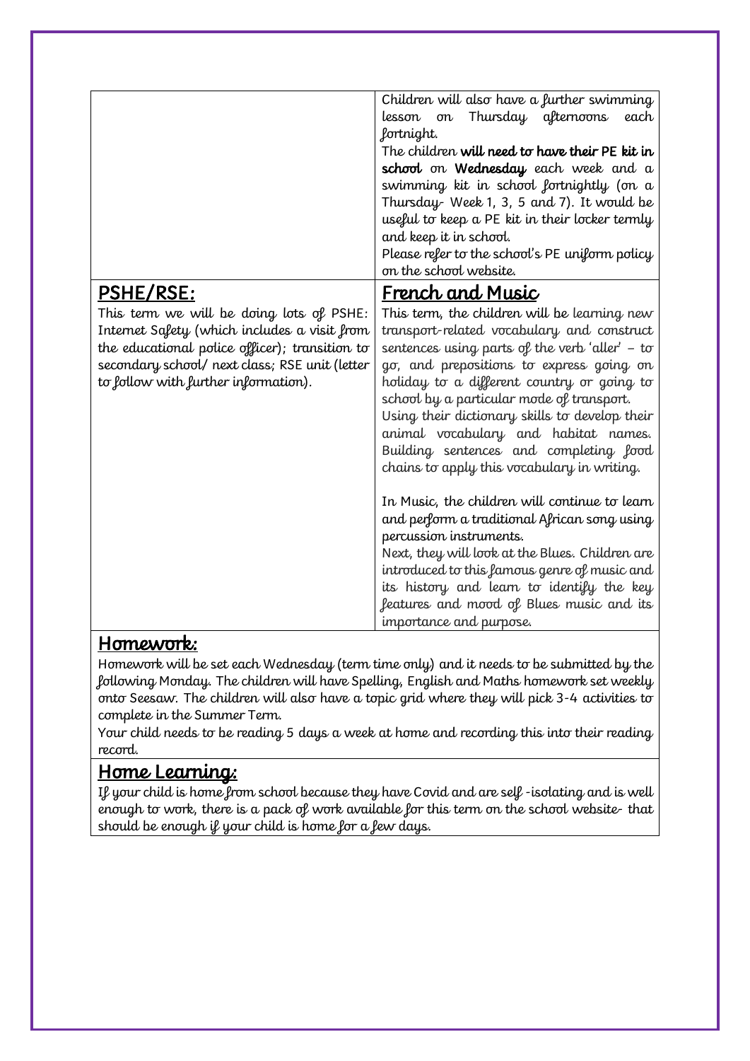| | |
|---|---|
| | Children will also have a further swimming lesson on Thursday afternoons each fortnight.<br>The children **will need to have their PE kit in school** on **Wednesday** each week and a swimming kit in school fortnightly (on a Thursday- Week 1, 3, 5 and 7). It would be useful to keep a PE kit in their locker termly and keep it in school.<br>Please refer to the school's PE uniform policy on the school website. |
| **PSHE/RSE:**<br>This term we will be doing lots of PSHE: Internet Safety (which includes a visit from the educational police officer); transition to secondary school/ next class; RSE unit (letter to follow with further information). | **French and Music**<br>This term, the children will be learning new transport-related vocabulary and construct sentences using parts of the verb 'aller' – to go, and prepositions to express going on holiday to a different country or going to school by a particular mode of transport.<br>Using their dictionary skills to develop their animal vocabulary and habitat names. Building sentences and completing food chains to apply this vocabulary in writing.<br><br>In Music, the children will continue to learn and perform a traditional African song using percussion instruments.<br>Next, they will look at the Blues. Children are introduced to this famous genre of music and its history and learn to identify the key features and mood of Blues music and its importance and purpose. |

## Homework:

Homework will be set each Wednesday (term time only) and it needs to be submitted by the following Monday. The children will have Spelling, English and Maths homework set weekly onto Seesaw. The children will also have a topic grid where they will pick 3-4 activities to complete in the Summer Term.

Your child needs to be reading 5 days a week at home and recording this into their reading record.

## Home Learning:

If your child is home from school because they have Covid and are self -isolating and is well enough to work, there is a pack of work available for this term on the school website- that should be enough if your child is home for a few days.